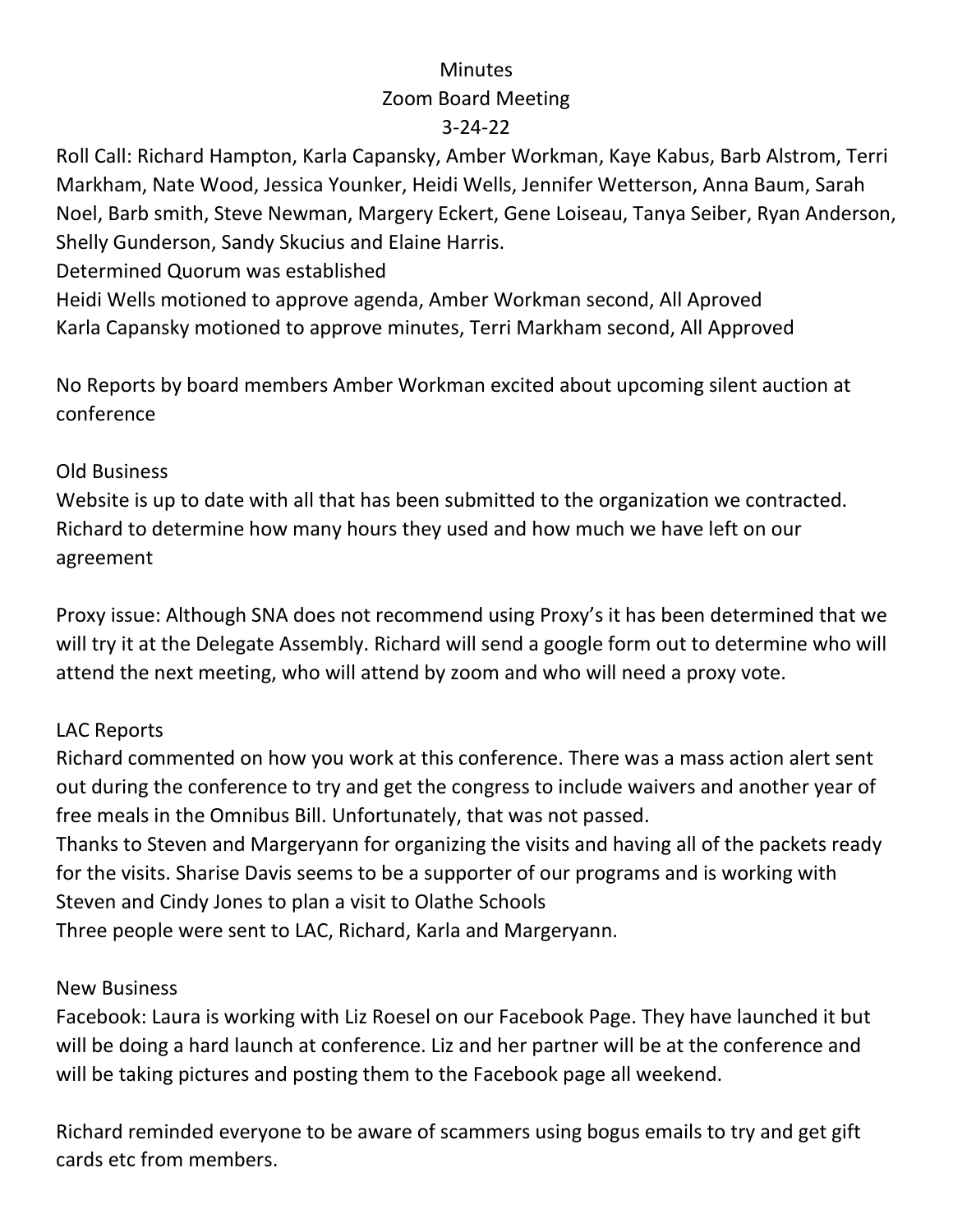# Minutes
## Zoom Board Meeting
## 3-24-22

Roll Call: Richard Hampton, Karla Capansky, Amber Workman, Kaye Kabus, Barb Alstrom, Terri Markham, Nate Wood, Jessica Younker, Heidi Wells, Jennifer Wetterson, Anna Baum, Sarah Noel, Barb smith, Steve Newman, Margery Eckert, Gene Loiseau, Tanya Seiber, Ryan Anderson, Shelly Gunderson, Sandy Skucius and Elaine Harris.

Determined Quorum was established

Heidi Wells motioned to approve agenda, Amber Workman second, All Aproved

Karla Capansky motioned to approve minutes, Terri Markham second, All Approved

No Reports by board members Amber Workman excited about upcoming silent auction at conference

Old Business

Website is up to date with all that has been submitted to the organization we contracted. Richard to determine how many hours they used and how much we have left on our agreement

Proxy issue: Although SNA does not recommend using Proxy's it has been determined that we will try it at the Delegate Assembly. Richard will send a google form out to determine who will attend the next meeting, who will attend by zoom and who will need a proxy vote.

LAC Reports

Richard commented on how you work at this conference. There was a mass action alert sent out during the conference to try and get the congress to include waivers and another year of free meals in the Omnibus Bill. Unfortunately, that was not passed.

Thanks to Steven and Margeryann for organizing the visits and having all of the packets ready for the visits. Sharise Davis seems to be a supporter of our programs and is working with Steven and Cindy Jones to plan a visit to Olathe Schools

Three people were sent to LAC, Richard, Karla and Margeryann.

New Business

Facebook: Laura is working with Liz Roesel on our Facebook Page. They have launched it but will be doing a hard launch at conference. Liz and her partner will be at the conference and will be taking pictures and posting them to the Facebook page all weekend.

Richard reminded everyone to be aware of scammers using bogus emails to try and get gift cards etc from members.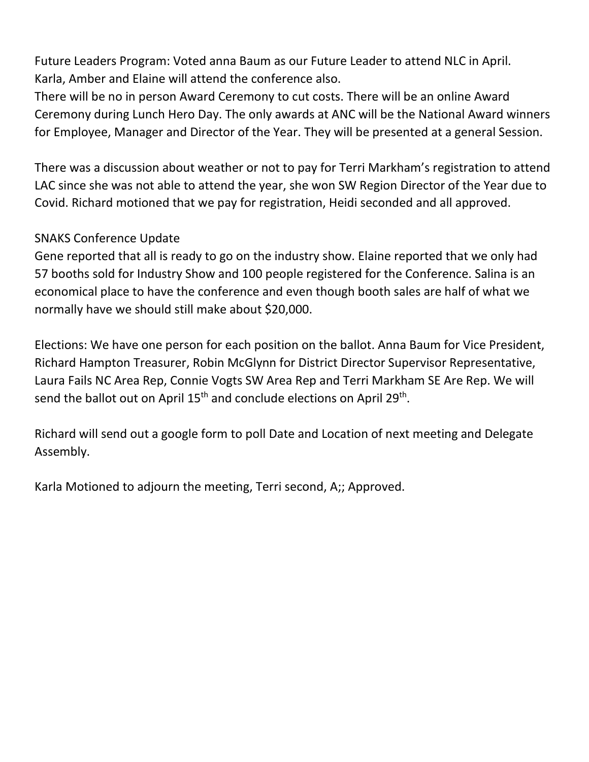Future Leaders Program: Voted anna Baum as our Future Leader to attend NLC in April. Karla, Amber and Elaine will attend the conference also.

There will be no in person Award Ceremony to cut costs. There will be an online Award Ceremony during Lunch Hero Day. The only awards at ANC will be the National Award winners for Employee, Manager and Director of the Year. They will be presented at a general Session.

There was a discussion about weather or not to pay for Terri Markham's registration to attend LAC since she was not able to attend the year, she won SW Region Director of the Year due to Covid. Richard motioned that we pay for registration, Heidi seconded and all approved.

SNAKS Conference Update

Gene reported that all is ready to go on the industry show. Elaine reported that we only had 57 booths sold for Industry Show and 100 people registered for the Conference. Salina is an economical place to have the conference and even though booth sales are half of what we normally have we should still make about $20,000.

Elections: We have one person for each position on the ballot. Anna Baum for Vice President, Richard Hampton Treasurer, Robin McGlynn for District Director Supervisor Representative, Laura Fails NC Area Rep, Connie Vogts SW Area Rep and Terri Markham SE Are Rep. We will send the ballot out on April 15th and conclude elections on April 29th.

Richard will send out a google form to poll Date and Location of next meeting and Delegate Assembly.

Karla Motioned to adjourn the meeting, Terri second, A;; Approved.